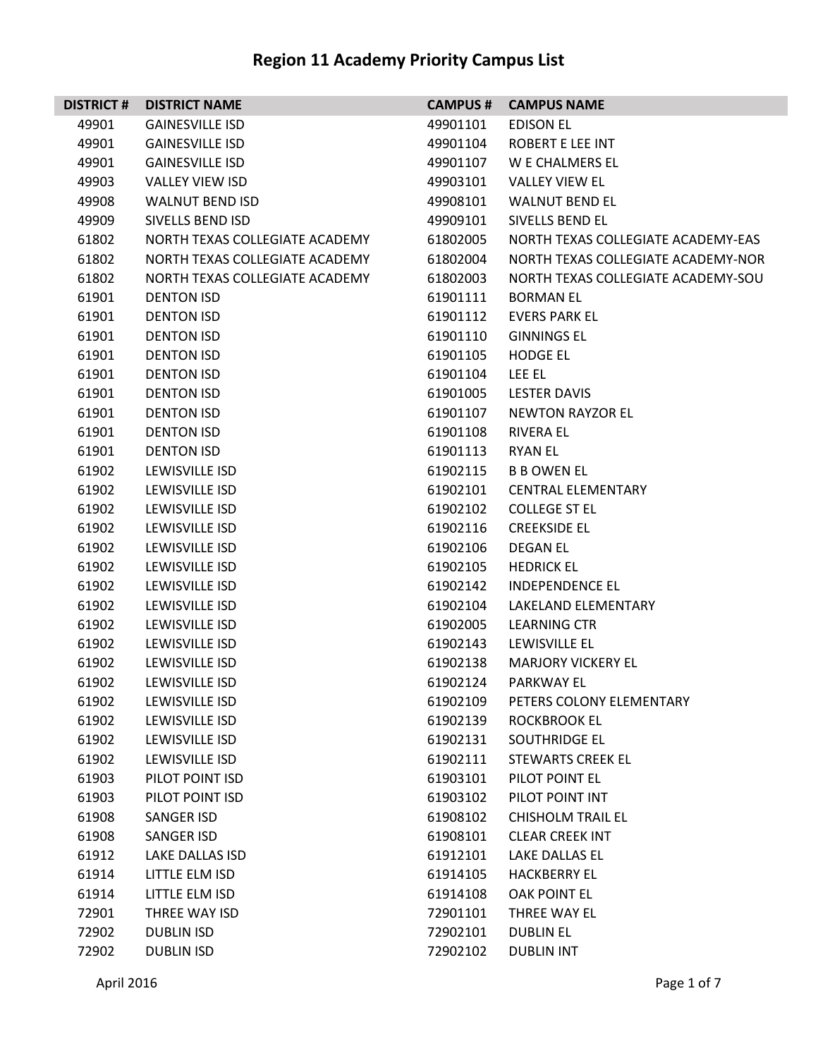# Region 11 Academy Priority Campus List

| DISTRICT # | DISTRICT NAME | CAMPUS # | CAMPUS NAME |
|---|---|---|---|
| 49901 | GAINESVILLE ISD | 49901101 | EDISON EL |
| 49901 | GAINESVILLE ISD | 49901104 | ROBERT E LEE INT |
| 49901 | GAINESVILLE ISD | 49901107 | W E CHALMERS EL |
| 49903 | VALLEY VIEW ISD | 49903101 | VALLEY VIEW EL |
| 49908 | WALNUT BEND ISD | 49908101 | WALNUT BEND EL |
| 49909 | SIVELLS BEND ISD | 49909101 | SIVELLS BEND EL |
| 61802 | NORTH TEXAS COLLEGIATE ACADEMY | 61802005 | NORTH TEXAS COLLEGIATE ACADEMY-EAS |
| 61802 | NORTH TEXAS COLLEGIATE ACADEMY | 61802004 | NORTH TEXAS COLLEGIATE ACADEMY-NOR |
| 61802 | NORTH TEXAS COLLEGIATE ACADEMY | 61802003 | NORTH TEXAS COLLEGIATE ACADEMY-SOU |
| 61901 | DENTON ISD | 61901111 | BORMAN EL |
| 61901 | DENTON ISD | 61901112 | EVERS PARK EL |
| 61901 | DENTON ISD | 61901110 | GINNINGS EL |
| 61901 | DENTON ISD | 61901105 | HODGE EL |
| 61901 | DENTON ISD | 61901104 | LEE EL |
| 61901 | DENTON ISD | 61901005 | LESTER DAVIS |
| 61901 | DENTON ISD | 61901107 | NEWTON RAYZOR EL |
| 61901 | DENTON ISD | 61901108 | RIVERA EL |
| 61901 | DENTON ISD | 61901113 | RYAN EL |
| 61902 | LEWISVILLE ISD | 61902115 | B B OWEN EL |
| 61902 | LEWISVILLE ISD | 61902101 | CENTRAL ELEMENTARY |
| 61902 | LEWISVILLE ISD | 61902102 | COLLEGE ST EL |
| 61902 | LEWISVILLE ISD | 61902116 | CREEKSIDE EL |
| 61902 | LEWISVILLE ISD | 61902106 | DEGAN EL |
| 61902 | LEWISVILLE ISD | 61902105 | HEDRICK EL |
| 61902 | LEWISVILLE ISD | 61902142 | INDEPENDENCE EL |
| 61902 | LEWISVILLE ISD | 61902104 | LAKELAND ELEMENTARY |
| 61902 | LEWISVILLE ISD | 61902005 | LEARNING CTR |
| 61902 | LEWISVILLE ISD | 61902143 | LEWISVILLE EL |
| 61902 | LEWISVILLE ISD | 61902138 | MARJORY VICKERY EL |
| 61902 | LEWISVILLE ISD | 61902124 | PARKWAY EL |
| 61902 | LEWISVILLE ISD | 61902109 | PETERS COLONY ELEMENTARY |
| 61902 | LEWISVILLE ISD | 61902139 | ROCKBROOK EL |
| 61902 | LEWISVILLE ISD | 61902131 | SOUTHRIDGE EL |
| 61902 | LEWISVILLE ISD | 61902111 | STEWARTS CREEK EL |
| 61903 | PILOT POINT ISD | 61903101 | PILOT POINT EL |
| 61903 | PILOT POINT ISD | 61903102 | PILOT POINT INT |
| 61908 | SANGER ISD | 61908102 | CHISHOLM TRAIL EL |
| 61908 | SANGER ISD | 61908101 | CLEAR CREEK INT |
| 61912 | LAKE DALLAS ISD | 61912101 | LAKE DALLAS EL |
| 61914 | LITTLE ELM ISD | 61914105 | HACKBERRY EL |
| 61914 | LITTLE ELM ISD | 61914108 | OAK POINT EL |
| 72901 | THREE WAY ISD | 72901101 | THREE WAY EL |
| 72902 | DUBLIN ISD | 72902101 | DUBLIN EL |
| 72902 | DUBLIN ISD | 72902102 | DUBLIN INT |

April 2016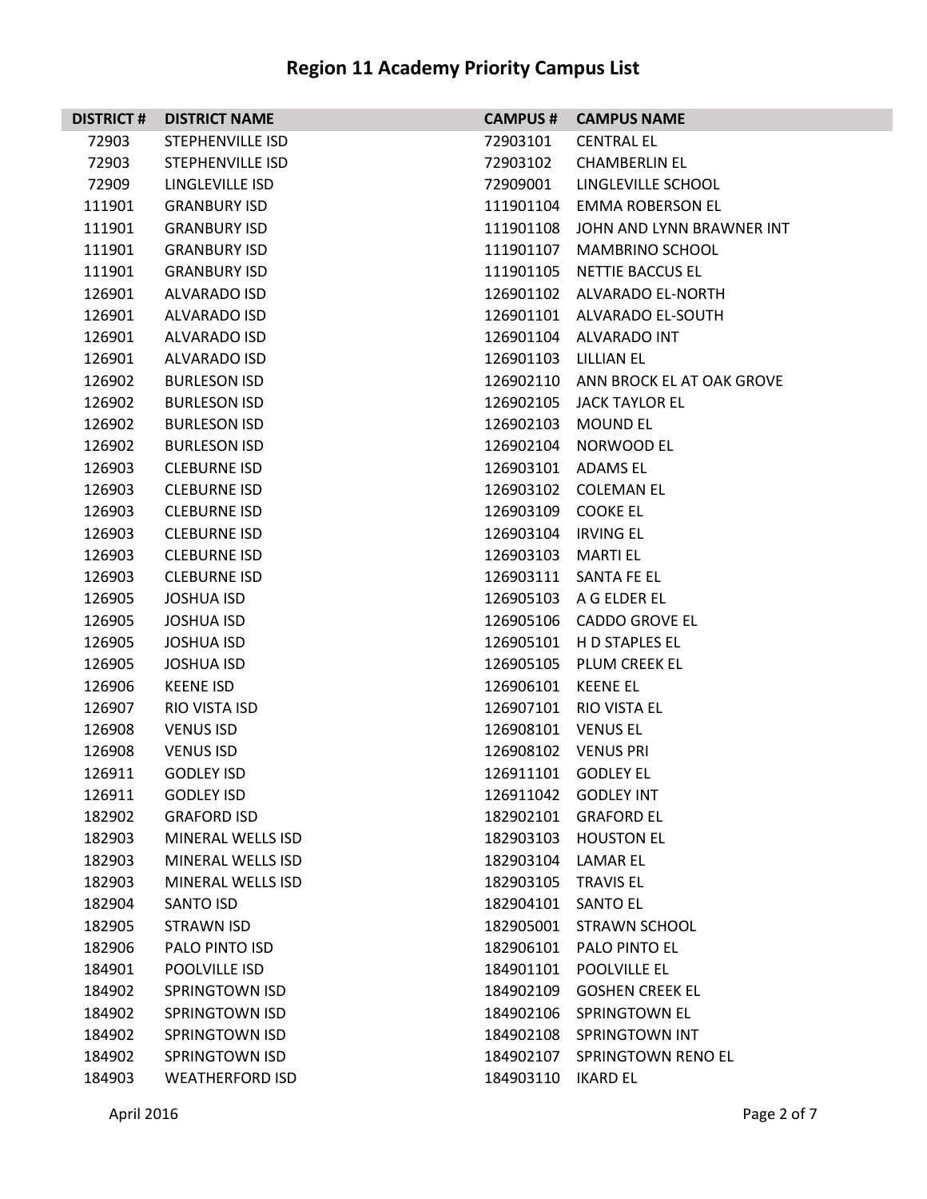# Region 11 Academy Priority Campus List

| DISTRICT # | DISTRICT NAME | CAMPUS # | CAMPUS NAME |
|---|---|---|---|
| 72903 | STEPHENVILLE ISD | 72903101 | CENTRAL EL |
| 72903 | STEPHENVILLE ISD | 72903102 | CHAMBERLIN EL |
| 72909 | LINGLEVILLE ISD | 72909001 | LINGLEVILLE SCHOOL |
| 111901 | GRANBURY ISD | 111901104 | EMMA ROBERSON EL |
| 111901 | GRANBURY ISD | 111901108 | JOHN AND LYNN BRAWNER INT |
| 111901 | GRANBURY ISD | 111901107 | MAMBRINO SCHOOL |
| 111901 | GRANBURY ISD | 111901105 | NETTIE BACCUS EL |
| 126901 | ALVARADO ISD | 126901102 | ALVARADO EL-NORTH |
| 126901 | ALVARADO ISD | 126901101 | ALVARADO EL-SOUTH |
| 126901 | ALVARADO ISD | 126901104 | ALVARADO INT |
| 126901 | ALVARADO ISD | 126901103 | LILLIAN EL |
| 126902 | BURLESON ISD | 126902110 | ANN BROCK EL AT OAK GROVE |
| 126902 | BURLESON ISD | 126902105 | JACK TAYLOR EL |
| 126902 | BURLESON ISD | 126902103 | MOUND EL |
| 126902 | BURLESON ISD | 126902104 | NORWOOD EL |
| 126903 | CLEBURNE ISD | 126903101 | ADAMS EL |
| 126903 | CLEBURNE ISD | 126903102 | COLEMAN EL |
| 126903 | CLEBURNE ISD | 126903109 | COOKE EL |
| 126903 | CLEBURNE ISD | 126903104 | IRVING EL |
| 126903 | CLEBURNE ISD | 126903103 | MARTI EL |
| 126903 | CLEBURNE ISD | 126903111 | SANTA FE EL |
| 126905 | JOSHUA ISD | 126905103 | A G ELDER EL |
| 126905 | JOSHUA ISD | 126905106 | CADDO GROVE EL |
| 126905 | JOSHUA ISD | 126905101 | H D STAPLES EL |
| 126905 | JOSHUA ISD | 126905105 | PLUM CREEK EL |
| 126906 | KEENE ISD | 126906101 | KEENE EL |
| 126907 | RIO VISTA ISD | 126907101 | RIO VISTA EL |
| 126908 | VENUS ISD | 126908101 | VENUS EL |
| 126908 | VENUS ISD | 126908102 | VENUS PRI |
| 126911 | GODLEY ISD | 126911101 | GODLEY EL |
| 126911 | GODLEY ISD | 126911042 | GODLEY INT |
| 182902 | GRAFORD ISD | 182902101 | GRAFORD EL |
| 182903 | MINERAL WELLS ISD | 182903103 | HOUSTON EL |
| 182903 | MINERAL WELLS ISD | 182903104 | LAMAR EL |
| 182903 | MINERAL WELLS ISD | 182903105 | TRAVIS EL |
| 182904 | SANTO ISD | 182904101 | SANTO EL |
| 182905 | STRAWN ISD | 182905001 | STRAWN SCHOOL |
| 182906 | PALO PINTO ISD | 182906101 | PALO PINTO EL |
| 184901 | POOLVILLE ISD | 184901101 | POOLVILLE EL |
| 184902 | SPRINGTOWN ISD | 184902109 | GOSHEN CREEK EL |
| 184902 | SPRINGTOWN ISD | 184902106 | SPRINGTOWN EL |
| 184902 | SPRINGTOWN ISD | 184902108 | SPRINGTOWN INT |
| 184902 | SPRINGTOWN ISD | 184902107 | SPRINGTOWN RENO EL |
| 184903 | WEATHERFORD ISD | 184903110 | IKARD EL |

April 2016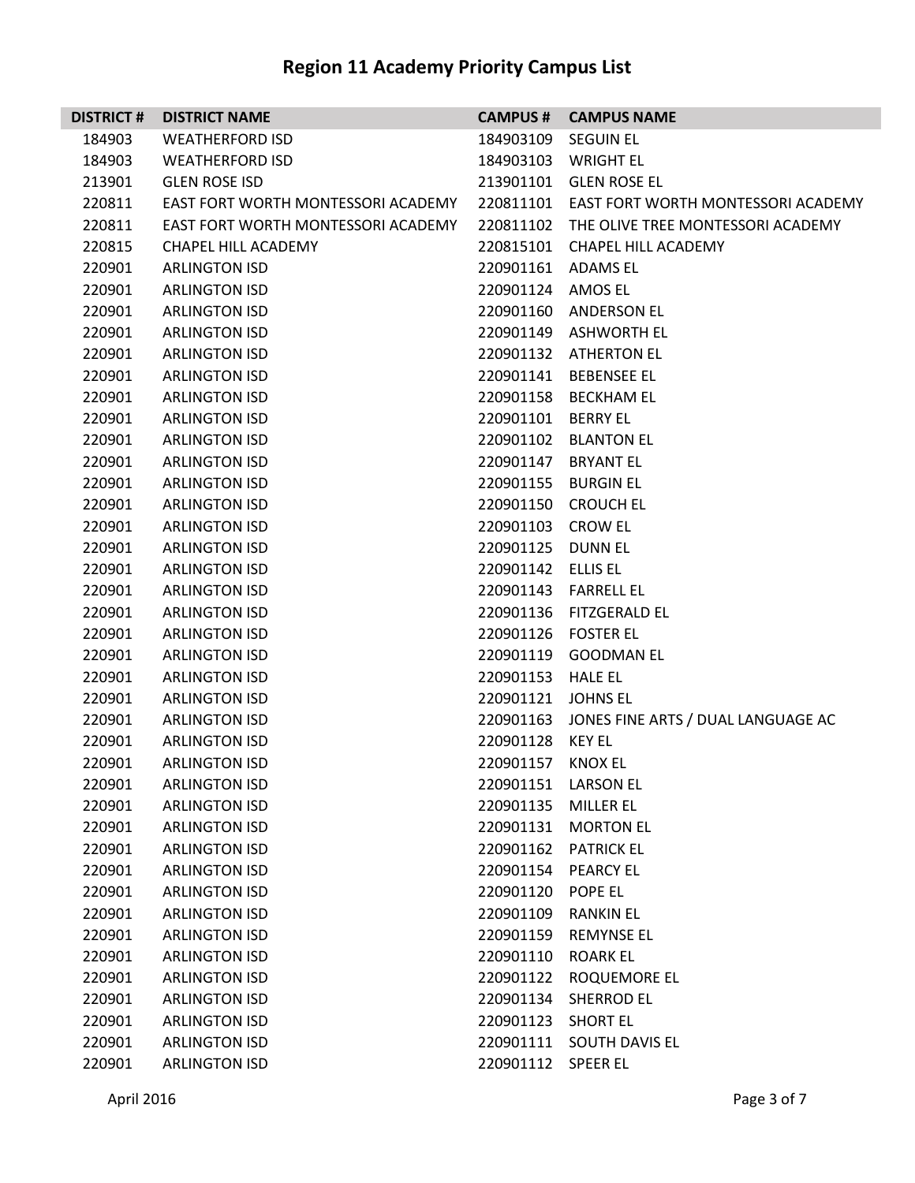# Region 11 Academy Priority Campus List

| DISTRICT # | DISTRICT NAME | CAMPUS # | CAMPUS NAME |
|---|---|---|---|
| 184903 | WEATHERFORD ISD | 184903109 | SEGUIN EL |
| 184903 | WEATHERFORD ISD | 184903103 | WRIGHT EL |
| 213901 | GLEN ROSE ISD | 213901101 | GLEN ROSE EL |
| 220811 | EAST FORT WORTH MONTESSORI ACADEMY | 220811101 | EAST FORT WORTH MONTESSORI ACADEMY |
| 220811 | EAST FORT WORTH MONTESSORI ACADEMY | 220811102 | THE OLIVE TREE MONTESSORI ACADEMY |
| 220815 | CHAPEL HILL ACADEMY | 220815101 | CHAPEL HILL ACADEMY |
| 220901 | ARLINGTON ISD | 220901161 | ADAMS EL |
| 220901 | ARLINGTON ISD | 220901124 | AMOS EL |
| 220901 | ARLINGTON ISD | 220901160 | ANDERSON EL |
| 220901 | ARLINGTON ISD | 220901149 | ASHWORTH EL |
| 220901 | ARLINGTON ISD | 220901132 | ATHERTON EL |
| 220901 | ARLINGTON ISD | 220901141 | BEBENSEE EL |
| 220901 | ARLINGTON ISD | 220901158 | BECKHAM EL |
| 220901 | ARLINGTON ISD | 220901101 | BERRY EL |
| 220901 | ARLINGTON ISD | 220901102 | BLANTON EL |
| 220901 | ARLINGTON ISD | 220901147 | BRYANT EL |
| 220901 | ARLINGTON ISD | 220901155 | BURGIN EL |
| 220901 | ARLINGTON ISD | 220901150 | CROUCH EL |
| 220901 | ARLINGTON ISD | 220901103 | CROW EL |
| 220901 | ARLINGTON ISD | 220901125 | DUNN EL |
| 220901 | ARLINGTON ISD | 220901142 | ELLIS EL |
| 220901 | ARLINGTON ISD | 220901143 | FARRELL EL |
| 220901 | ARLINGTON ISD | 220901136 | FITZGERALD EL |
| 220901 | ARLINGTON ISD | 220901126 | FOSTER EL |
| 220901 | ARLINGTON ISD | 220901119 | GOODMAN EL |
| 220901 | ARLINGTON ISD | 220901153 | HALE EL |
| 220901 | ARLINGTON ISD | 220901121 | JOHNS EL |
| 220901 | ARLINGTON ISD | 220901163 | JONES FINE ARTS / DUAL LANGUAGE AC |
| 220901 | ARLINGTON ISD | 220901128 | KEY EL |
| 220901 | ARLINGTON ISD | 220901157 | KNOX EL |
| 220901 | ARLINGTON ISD | 220901151 | LARSON EL |
| 220901 | ARLINGTON ISD | 220901135 | MILLER EL |
| 220901 | ARLINGTON ISD | 220901131 | MORTON EL |
| 220901 | ARLINGTON ISD | 220901162 | PATRICK EL |
| 220901 | ARLINGTON ISD | 220901154 | PEARCY EL |
| 220901 | ARLINGTON ISD | 220901120 | POPE EL |
| 220901 | ARLINGTON ISD | 220901109 | RANKIN EL |
| 220901 | ARLINGTON ISD | 220901159 | REMYNSE EL |
| 220901 | ARLINGTON ISD | 220901110 | ROARK EL |
| 220901 | ARLINGTON ISD | 220901122 | ROQUEMORE EL |
| 220901 | ARLINGTON ISD | 220901134 | SHERROD EL |
| 220901 | ARLINGTON ISD | 220901123 | SHORT EL |
| 220901 | ARLINGTON ISD | 220901111 | SOUTH DAVIS EL |
| 220901 | ARLINGTON ISD | 220901112 | SPEER EL |

April 2016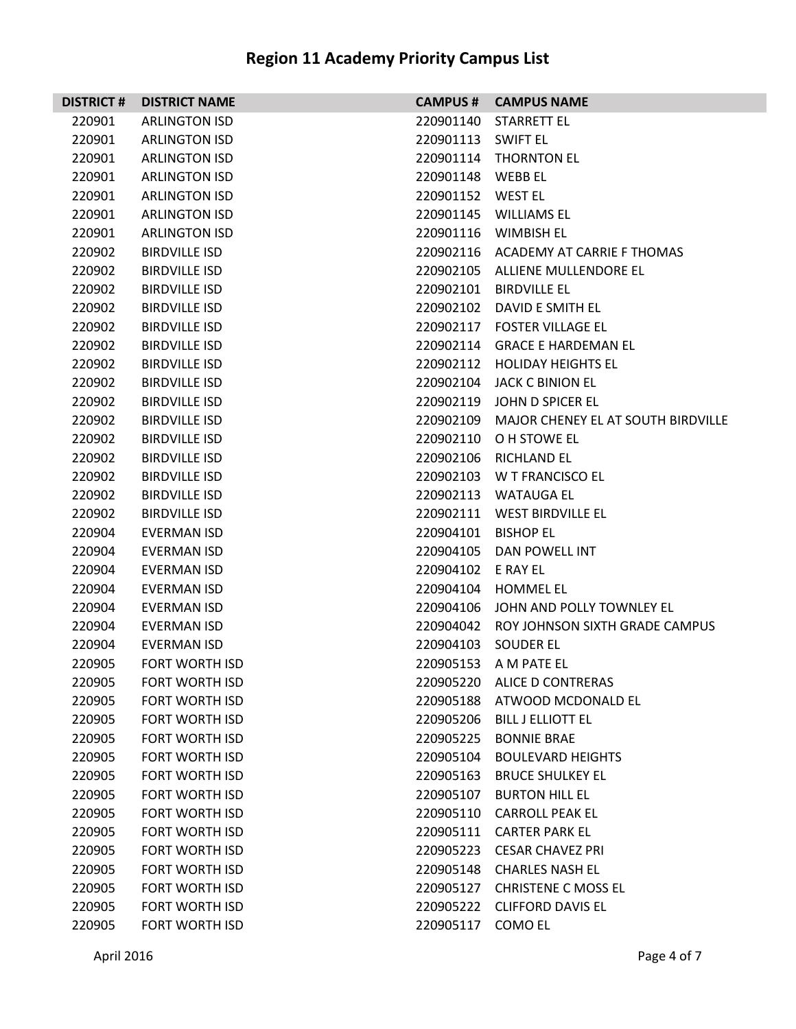# Region 11 Academy Priority Campus List

| DISTRICT # | DISTRICT NAME | CAMPUS # | CAMPUS NAME |
|---|---|---|---|
| 220901 | ARLINGTON ISD | 220901140 | STARRETT EL |
| 220901 | ARLINGTON ISD | 220901113 | SWIFT EL |
| 220901 | ARLINGTON ISD | 220901114 | THORNTON EL |
| 220901 | ARLINGTON ISD | 220901148 | WEBB EL |
| 220901 | ARLINGTON ISD | 220901152 | WEST EL |
| 220901 | ARLINGTON ISD | 220901145 | WILLIAMS EL |
| 220901 | ARLINGTON ISD | 220901116 | WIMBISH EL |
| 220902 | BIRDVILLE ISD | 220902116 | ACADEMY AT CARRIE F THOMAS |
| 220902 | BIRDVILLE ISD | 220902105 | ALLIENE MULLENDORE EL |
| 220902 | BIRDVILLE ISD | 220902101 | BIRDVILLE EL |
| 220902 | BIRDVILLE ISD | 220902102 | DAVID E SMITH EL |
| 220902 | BIRDVILLE ISD | 220902117 | FOSTER VILLAGE EL |
| 220902 | BIRDVILLE ISD | 220902114 | GRACE E HARDEMAN EL |
| 220902 | BIRDVILLE ISD | 220902112 | HOLIDAY HEIGHTS EL |
| 220902 | BIRDVILLE ISD | 220902104 | JACK C BINION EL |
| 220902 | BIRDVILLE ISD | 220902119 | JOHN D SPICER EL |
| 220902 | BIRDVILLE ISD | 220902109 | MAJOR CHENEY EL AT SOUTH BIRDVILLE |
| 220902 | BIRDVILLE ISD | 220902110 | O H STOWE EL |
| 220902 | BIRDVILLE ISD | 220902106 | RICHLAND EL |
| 220902 | BIRDVILLE ISD | 220902103 | W T FRANCISCO EL |
| 220902 | BIRDVILLE ISD | 220902113 | WATAUGA EL |
| 220902 | BIRDVILLE ISD | 220902111 | WEST BIRDVILLE EL |
| 220904 | EVERMAN ISD | 220904101 | BISHOP EL |
| 220904 | EVERMAN ISD | 220904105 | DAN POWELL INT |
| 220904 | EVERMAN ISD | 220904102 | E RAY EL |
| 220904 | EVERMAN ISD | 220904104 | HOMMEL EL |
| 220904 | EVERMAN ISD | 220904106 | JOHN AND POLLY TOWNLEY EL |
| 220904 | EVERMAN ISD | 220904042 | ROY JOHNSON SIXTH GRADE CAMPUS |
| 220904 | EVERMAN ISD | 220904103 | SOUDER EL |
| 220905 | FORT WORTH ISD | 220905153 | A M PATE EL |
| 220905 | FORT WORTH ISD | 220905220 | ALICE D CONTRERAS |
| 220905 | FORT WORTH ISD | 220905188 | ATWOOD MCDONALD EL |
| 220905 | FORT WORTH ISD | 220905206 | BILL J ELLIOTT EL |
| 220905 | FORT WORTH ISD | 220905225 | BONNIE BRAE |
| 220905 | FORT WORTH ISD | 220905104 | BOULEVARD HEIGHTS |
| 220905 | FORT WORTH ISD | 220905163 | BRUCE SHULKEY EL |
| 220905 | FORT WORTH ISD | 220905107 | BURTON HILL EL |
| 220905 | FORT WORTH ISD | 220905110 | CARROLL PEAK EL |
| 220905 | FORT WORTH ISD | 220905111 | CARTER PARK EL |
| 220905 | FORT WORTH ISD | 220905223 | CESAR CHAVEZ PRI |
| 220905 | FORT WORTH ISD | 220905148 | CHARLES NASH EL |
| 220905 | FORT WORTH ISD | 220905127 | CHRISTENE C MOSS EL |
| 220905 | FORT WORTH ISD | 220905222 | CLIFFORD DAVIS EL |
| 220905 | FORT WORTH ISD | 220905117 | COMO EL |

April 2016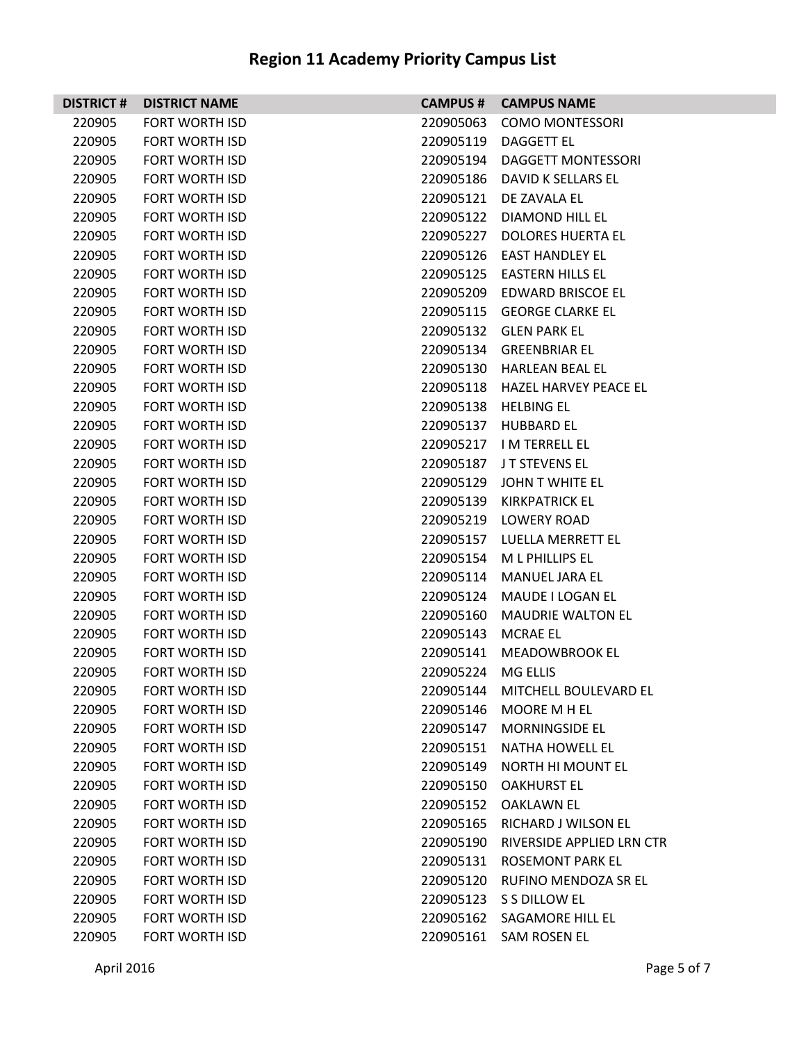# Region 11 Academy Priority Campus List

| DISTRICT # | DISTRICT NAME | CAMPUS # | CAMPUS NAME |
|---|---|---|---|
| 220905 | FORT WORTH ISD | 220905063 | COMO MONTESSORI |
| 220905 | FORT WORTH ISD | 220905119 | DAGGETT EL |
| 220905 | FORT WORTH ISD | 220905194 | DAGGETT MONTESSORI |
| 220905 | FORT WORTH ISD | 220905186 | DAVID K SELLARS EL |
| 220905 | FORT WORTH ISD | 220905121 | DE ZAVALA EL |
| 220905 | FORT WORTH ISD | 220905122 | DIAMOND HILL EL |
| 220905 | FORT WORTH ISD | 220905227 | DOLORES HUERTA EL |
| 220905 | FORT WORTH ISD | 220905126 | EAST HANDLEY EL |
| 220905 | FORT WORTH ISD | 220905125 | EASTERN HILLS EL |
| 220905 | FORT WORTH ISD | 220905209 | EDWARD BRISCOE EL |
| 220905 | FORT WORTH ISD | 220905115 | GEORGE CLARKE EL |
| 220905 | FORT WORTH ISD | 220905132 | GLEN PARK EL |
| 220905 | FORT WORTH ISD | 220905134 | GREENBRIAR EL |
| 220905 | FORT WORTH ISD | 220905130 | HARLEAN BEAL EL |
| 220905 | FORT WORTH ISD | 220905118 | HAZEL HARVEY PEACE EL |
| 220905 | FORT WORTH ISD | 220905138 | HELBING EL |
| 220905 | FORT WORTH ISD | 220905137 | HUBBARD EL |
| 220905 | FORT WORTH ISD | 220905217 | I M TERRELL EL |
| 220905 | FORT WORTH ISD | 220905187 | J T STEVENS EL |
| 220905 | FORT WORTH ISD | 220905129 | JOHN T WHITE EL |
| 220905 | FORT WORTH ISD | 220905139 | KIRKPATRICK EL |
| 220905 | FORT WORTH ISD | 220905219 | LOWERY ROAD |
| 220905 | FORT WORTH ISD | 220905157 | LUELLA MERRETT EL |
| 220905 | FORT WORTH ISD | 220905154 | M L PHILLIPS EL |
| 220905 | FORT WORTH ISD | 220905114 | MANUEL JARA EL |
| 220905 | FORT WORTH ISD | 220905124 | MAUDE I LOGAN EL |
| 220905 | FORT WORTH ISD | 220905160 | MAUDRIE WALTON EL |
| 220905 | FORT WORTH ISD | 220905143 | MCRAE EL |
| 220905 | FORT WORTH ISD | 220905141 | MEADOWBROOK EL |
| 220905 | FORT WORTH ISD | 220905224 | MG ELLIS |
| 220905 | FORT WORTH ISD | 220905144 | MITCHELL BOULEVARD EL |
| 220905 | FORT WORTH ISD | 220905146 | MOORE M H EL |
| 220905 | FORT WORTH ISD | 220905147 | MORNINGSIDE EL |
| 220905 | FORT WORTH ISD | 220905151 | NATHA HOWELL EL |
| 220905 | FORT WORTH ISD | 220905149 | NORTH HI MOUNT EL |
| 220905 | FORT WORTH ISD | 220905150 | OAKHURST EL |
| 220905 | FORT WORTH ISD | 220905152 | OAKLAWN EL |
| 220905 | FORT WORTH ISD | 220905165 | RICHARD J WILSON EL |
| 220905 | FORT WORTH ISD | 220905190 | RIVERSIDE APPLIED LRN CTR |
| 220905 | FORT WORTH ISD | 220905131 | ROSEMONT PARK EL |
| 220905 | FORT WORTH ISD | 220905120 | RUFINO MENDOZA SR EL |
| 220905 | FORT WORTH ISD | 220905123 | S S DILLOW EL |
| 220905 | FORT WORTH ISD | 220905162 | SAGAMORE HILL EL |
| 220905 | FORT WORTH ISD | 220905161 | SAM ROSEN EL |

April 2016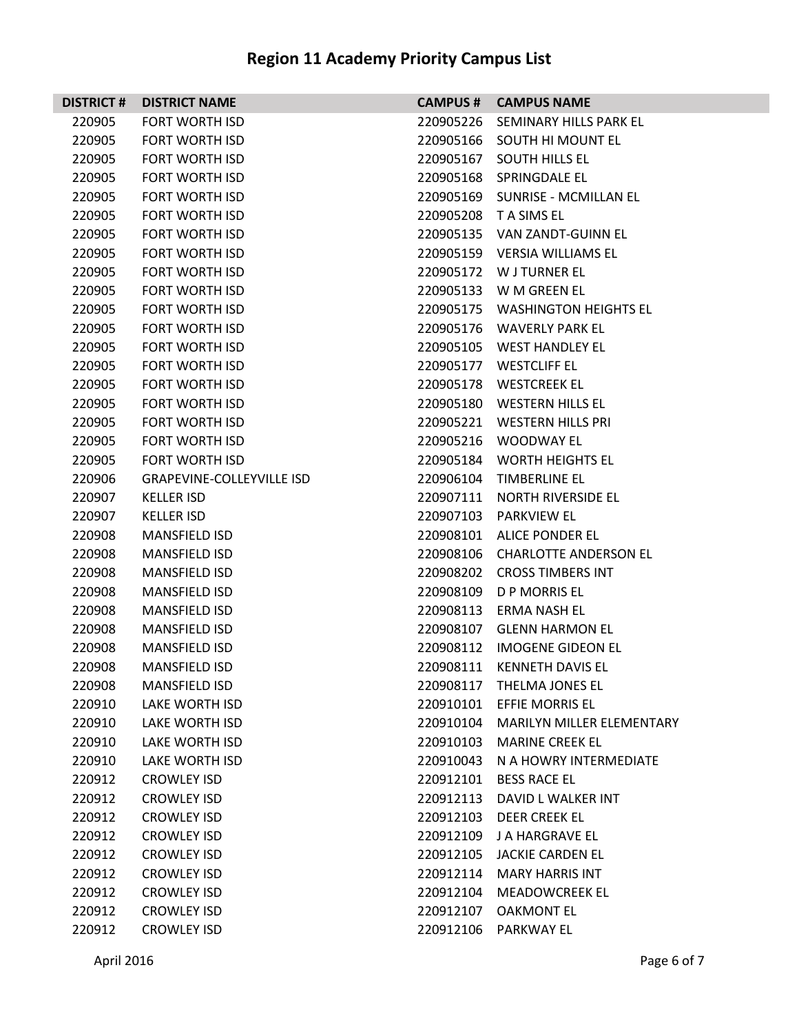# Region 11 Academy Priority Campus List

| DISTRICT # | DISTRICT NAME | CAMPUS # | CAMPUS NAME |
|---|---|---|---|
| 220905 | FORT WORTH ISD | 220905226 | SEMINARY HILLS PARK EL |
| 220905 | FORT WORTH ISD | 220905166 | SOUTH HI MOUNT EL |
| 220905 | FORT WORTH ISD | 220905167 | SOUTH HILLS EL |
| 220905 | FORT WORTH ISD | 220905168 | SPRINGDALE EL |
| 220905 | FORT WORTH ISD | 220905169 | SUNRISE - MCMILLAN EL |
| 220905 | FORT WORTH ISD | 220905208 | T A SIMS EL |
| 220905 | FORT WORTH ISD | 220905135 | VAN ZANDT-GUINN EL |
| 220905 | FORT WORTH ISD | 220905159 | VERSIA WILLIAMS EL |
| 220905 | FORT WORTH ISD | 220905172 | W J TURNER EL |
| 220905 | FORT WORTH ISD | 220905133 | W M GREEN EL |
| 220905 | FORT WORTH ISD | 220905175 | WASHINGTON HEIGHTS EL |
| 220905 | FORT WORTH ISD | 220905176 | WAVERLY PARK EL |
| 220905 | FORT WORTH ISD | 220905105 | WEST HANDLEY EL |
| 220905 | FORT WORTH ISD | 220905177 | WESTCLIFF EL |
| 220905 | FORT WORTH ISD | 220905178 | WESTCREEK EL |
| 220905 | FORT WORTH ISD | 220905180 | WESTERN HILLS EL |
| 220905 | FORT WORTH ISD | 220905221 | WESTERN HILLS PRI |
| 220905 | FORT WORTH ISD | 220905216 | WOODWAY EL |
| 220905 | FORT WORTH ISD | 220905184 | WORTH HEIGHTS EL |
| 220906 | GRAPEVINE-COLLEYVILLE ISD | 220906104 | TIMBERLINE EL |
| 220907 | KELLER ISD | 220907111 | NORTH RIVERSIDE EL |
| 220907 | KELLER ISD | 220907103 | PARKVIEW EL |
| 220908 | MANSFIELD ISD | 220908101 | ALICE PONDER EL |
| 220908 | MANSFIELD ISD | 220908106 | CHARLOTTE ANDERSON EL |
| 220908 | MANSFIELD ISD | 220908202 | CROSS TIMBERS INT |
| 220908 | MANSFIELD ISD | 220908109 | D P MORRIS EL |
| 220908 | MANSFIELD ISD | 220908113 | ERMA NASH EL |
| 220908 | MANSFIELD ISD | 220908107 | GLENN HARMON EL |
| 220908 | MANSFIELD ISD | 220908112 | IMOGENE GIDEON EL |
| 220908 | MANSFIELD ISD | 220908111 | KENNETH DAVIS EL |
| 220908 | MANSFIELD ISD | 220908117 | THELMA JONES EL |
| 220910 | LAKE WORTH ISD | 220910101 | EFFIE MORRIS EL |
| 220910 | LAKE WORTH ISD | 220910104 | MARILYN MILLER ELEMENTARY |
| 220910 | LAKE WORTH ISD | 220910103 | MARINE CREEK EL |
| 220910 | LAKE WORTH ISD | 220910043 | N A HOWRY INTERMEDIATE |
| 220912 | CROWLEY ISD | 220912101 | BESS RACE EL |
| 220912 | CROWLEY ISD | 220912113 | DAVID L WALKER INT |
| 220912 | CROWLEY ISD | 220912103 | DEER CREEK EL |
| 220912 | CROWLEY ISD | 220912109 | J A HARGRAVE EL |
| 220912 | CROWLEY ISD | 220912105 | JACKIE CARDEN EL |
| 220912 | CROWLEY ISD | 220912114 | MARY HARRIS INT |
| 220912 | CROWLEY ISD | 220912104 | MEADOWCREEK EL |
| 220912 | CROWLEY ISD | 220912107 | OAKMONT EL |
| 220912 | CROWLEY ISD | 220912106 | PARKWAY EL |

April 2016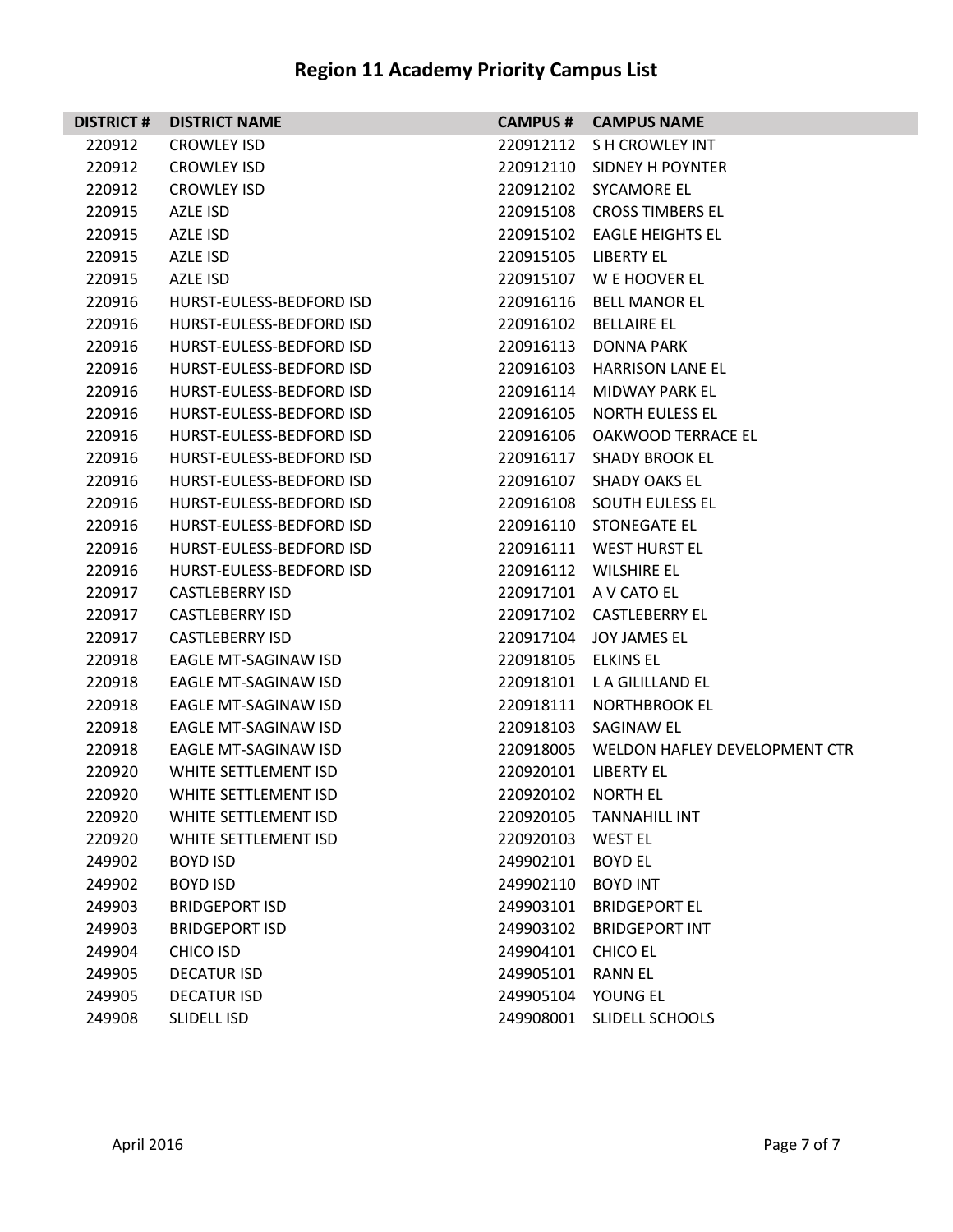# Region 11 Academy Priority Campus List

| DISTRICT # | DISTRICT NAME | CAMPUS # | CAMPUS NAME |
|---|---|---|---|
| 220912 | CROWLEY ISD | 220912112 | S H CROWLEY INT |
| 220912 | CROWLEY ISD | 220912110 | SIDNEY H POYNTER |
| 220912 | CROWLEY ISD | 220912102 | SYCAMORE EL |
| 220915 | AZLE ISD | 220915108 | CROSS TIMBERS EL |
| 220915 | AZLE ISD | 220915102 | EAGLE HEIGHTS EL |
| 220915 | AZLE ISD | 220915105 | LIBERTY EL |
| 220915 | AZLE ISD | 220915107 | W E HOOVER EL |
| 220916 | HURST-EULESS-BEDFORD ISD | 220916116 | BELL MANOR EL |
| 220916 | HURST-EULESS-BEDFORD ISD | 220916102 | BELLAIRE EL |
| 220916 | HURST-EULESS-BEDFORD ISD | 220916113 | DONNA PARK |
| 220916 | HURST-EULESS-BEDFORD ISD | 220916103 | HARRISON LANE EL |
| 220916 | HURST-EULESS-BEDFORD ISD | 220916114 | MIDWAY PARK EL |
| 220916 | HURST-EULESS-BEDFORD ISD | 220916105 | NORTH EULESS EL |
| 220916 | HURST-EULESS-BEDFORD ISD | 220916106 | OAKWOOD TERRACE EL |
| 220916 | HURST-EULESS-BEDFORD ISD | 220916117 | SHADY BROOK EL |
| 220916 | HURST-EULESS-BEDFORD ISD | 220916107 | SHADY OAKS EL |
| 220916 | HURST-EULESS-BEDFORD ISD | 220916108 | SOUTH EULESS EL |
| 220916 | HURST-EULESS-BEDFORD ISD | 220916110 | STONEGATE EL |
| 220916 | HURST-EULESS-BEDFORD ISD | 220916111 | WEST HURST EL |
| 220916 | HURST-EULESS-BEDFORD ISD | 220916112 | WILSHIRE EL |
| 220917 | CASTLEBERRY ISD | 220917101 | A V CATO EL |
| 220917 | CASTLEBERRY ISD | 220917102 | CASTLEBERRY EL |
| 220917 | CASTLEBERRY ISD | 220917104 | JOY JAMES EL |
| 220918 | EAGLE MT-SAGINAW ISD | 220918105 | ELKINS EL |
| 220918 | EAGLE MT-SAGINAW ISD | 220918101 | L A GILILLAND EL |
| 220918 | EAGLE MT-SAGINAW ISD | 220918111 | NORTHBROOK EL |
| 220918 | EAGLE MT-SAGINAW ISD | 220918103 | SAGINAW EL |
| 220918 | EAGLE MT-SAGINAW ISD | 220918005 | WELDON HAFLEY DEVELOPMENT CTR |
| 220920 | WHITE SETTLEMENT ISD | 220920101 | LIBERTY EL |
| 220920 | WHITE SETTLEMENT ISD | 220920102 | NORTH EL |
| 220920 | WHITE SETTLEMENT ISD | 220920105 | TANNAHILL INT |
| 220920 | WHITE SETTLEMENT ISD | 220920103 | WEST EL |
| 249902 | BOYD ISD | 249902101 | BOYD EL |
| 249902 | BOYD ISD | 249902110 | BOYD INT |
| 249903 | BRIDGEPORT ISD | 249903101 | BRIDGEPORT EL |
| 249903 | BRIDGEPORT ISD | 249903102 | BRIDGEPORT INT |
| 249904 | CHICO ISD | 249904101 | CHICO EL |
| 249905 | DECATUR ISD | 249905101 | RANN EL |
| 249905 | DECATUR ISD | 249905104 | YOUNG EL |
| 249908 | SLIDELL ISD | 249908001 | SLIDELL SCHOOLS |

April 2016